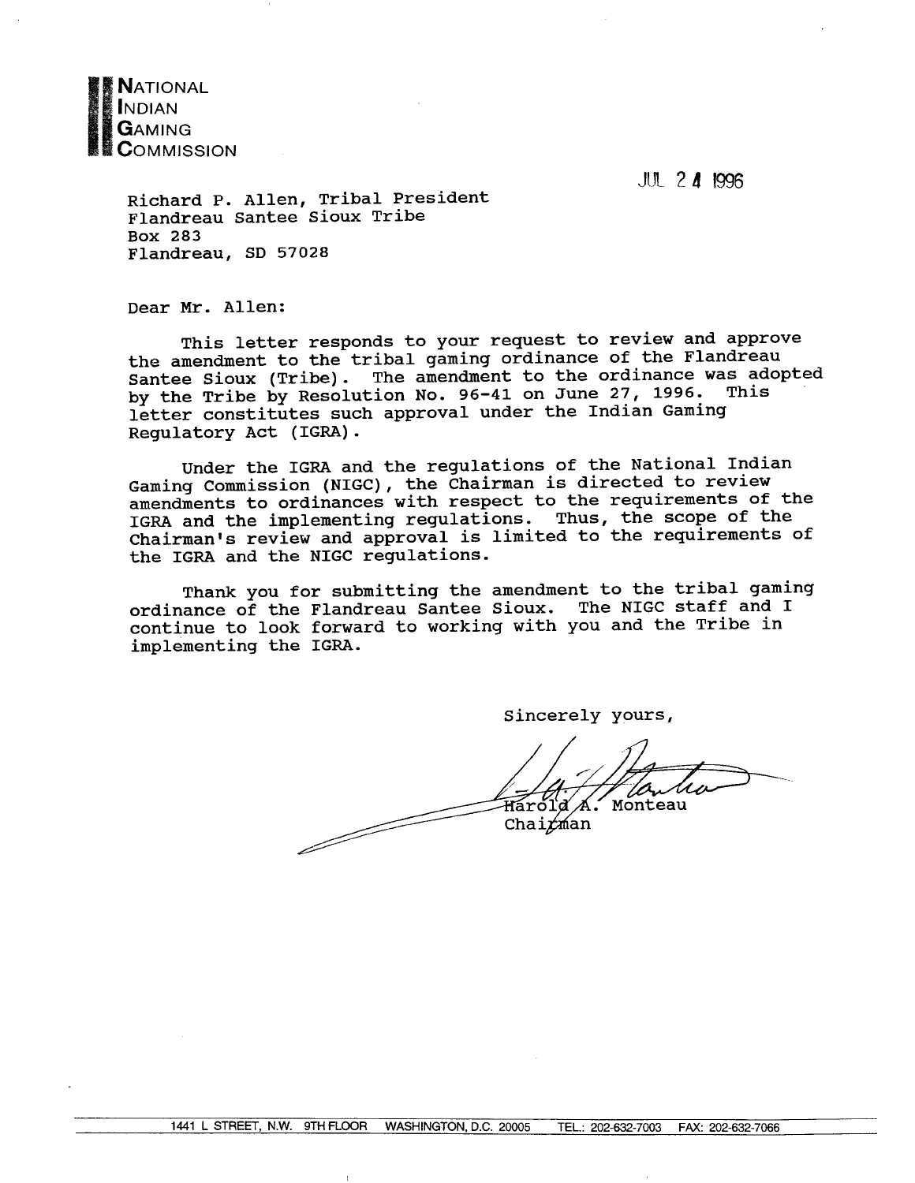**NATIONAL INDIAN GAMING COMMISSION**

JUL 24 1996

Richard P. Allen, Tribal President
Flandreau Santee Sioux Tribe
Box 283
Flandreau, SD 57028

Dear Mr. Allen:

This letter responds to your request to review and approve the amendment to the tribal gaming ordinance of the Flandreau Santee Sioux (Tribe). The amendment to the ordinance was adopted by the Tribe by Resolution No. 96-41 on June 27, 1996. This letter constitutes such approval under the Indian Gaming Regulatory Act (IGRA).

Under the IGRA and the regulations of the National Indian Gaming Commission (NIGC), the Chairman is directed to review amendments to ordinances with respect to the requirements of the IGRA and the implementing regulations. Thus, the scope of the Chairman's review and approval is limited to the requirements of the IGRA and the NIGC regulations.

Thank you for submitting the amendment to the tribal gaming ordinance of the Flandreau Santee Sioux. The NIGC staff and I continue to look forward to working with you and the Tribe in implementing the IGRA.

Sincerely yours,

Harold A. Monteau
Chairman

1441 L STREET, N.W. 9TH FLOOR WASHINGTON, D.C. 20005 TEL.: 202-632-7003 FAX: 202-632-7066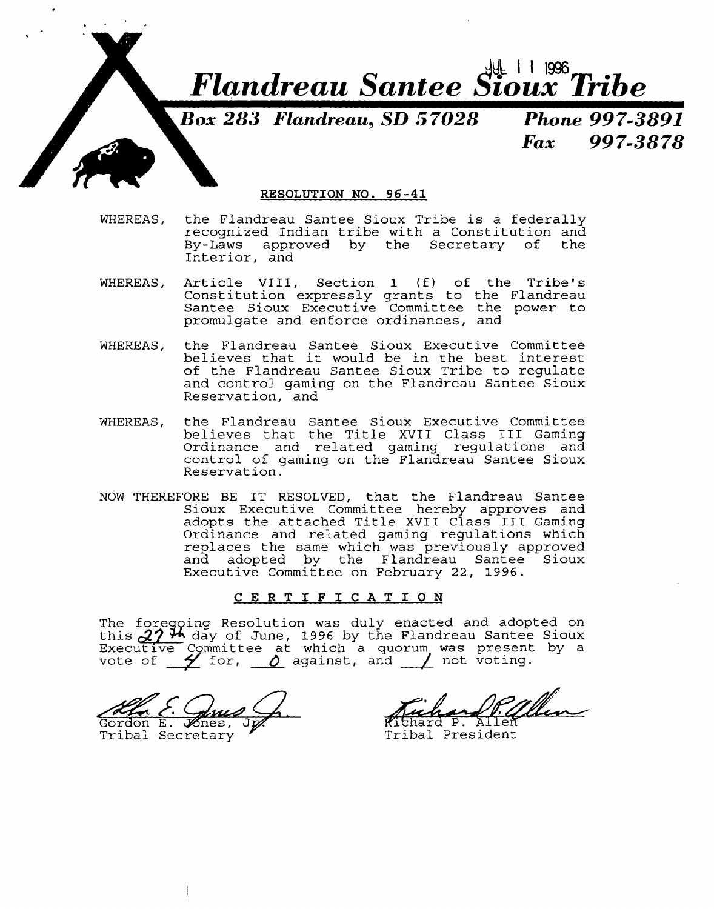# Flandreau Santee Sioux Tribe

**Box 283 Flandreau, SD 57028** **Phone 997-3891**
**Fax 997-3878**

JUL 11 1996

## RESOLUTION NO. 96-41

WHEREAS, the Flandreau Santee Sioux Tribe is a federally recognized Indian tribe with a Constitution and By-Laws approved by the Secretary of the Interior, and

WHEREAS, Article VIII, Section 1 (f) of the Tribe's Constitution expressly grants to the Flandreau Santee Sioux Executive Committee the power to promulgate and enforce ordinances, and

WHEREAS, the Flandreau Santee Sioux Executive Committee believes that it would be in the best interest of the Flandreau Santee Sioux Tribe to regulate and control gaming on the Flandreau Santee Sioux Reservation, and

WHEREAS, the Flandreau Santee Sioux Executive Committee believes that the Title XVII Class III Gaming Ordinance and related gaming regulations and control of gaming on the Flandreau Santee Sioux Reservation.

NOW THEREFORE BE IT RESOLVED, that the Flandreau Santee Sioux Executive Committee hereby approves and adopts the attached Title XVII Class III Gaming Ordinance and related gaming regulations which replaces the same which was previously approved and adopted by the Flandreau Santee Sioux Executive Committee on February 22, 1996.

## CERTIFICATION

The foregoing Resolution was duly enacted and adopted on this 27th day of June, 1996 by the Flandreau Santee Sioux Executive Committee at which a quorum was present by a vote of 4 for, 0 against, and 1 not voting.

Gordon E. Jones, Jr.
Tribal Secretary

Richard P. Allen
Tribal President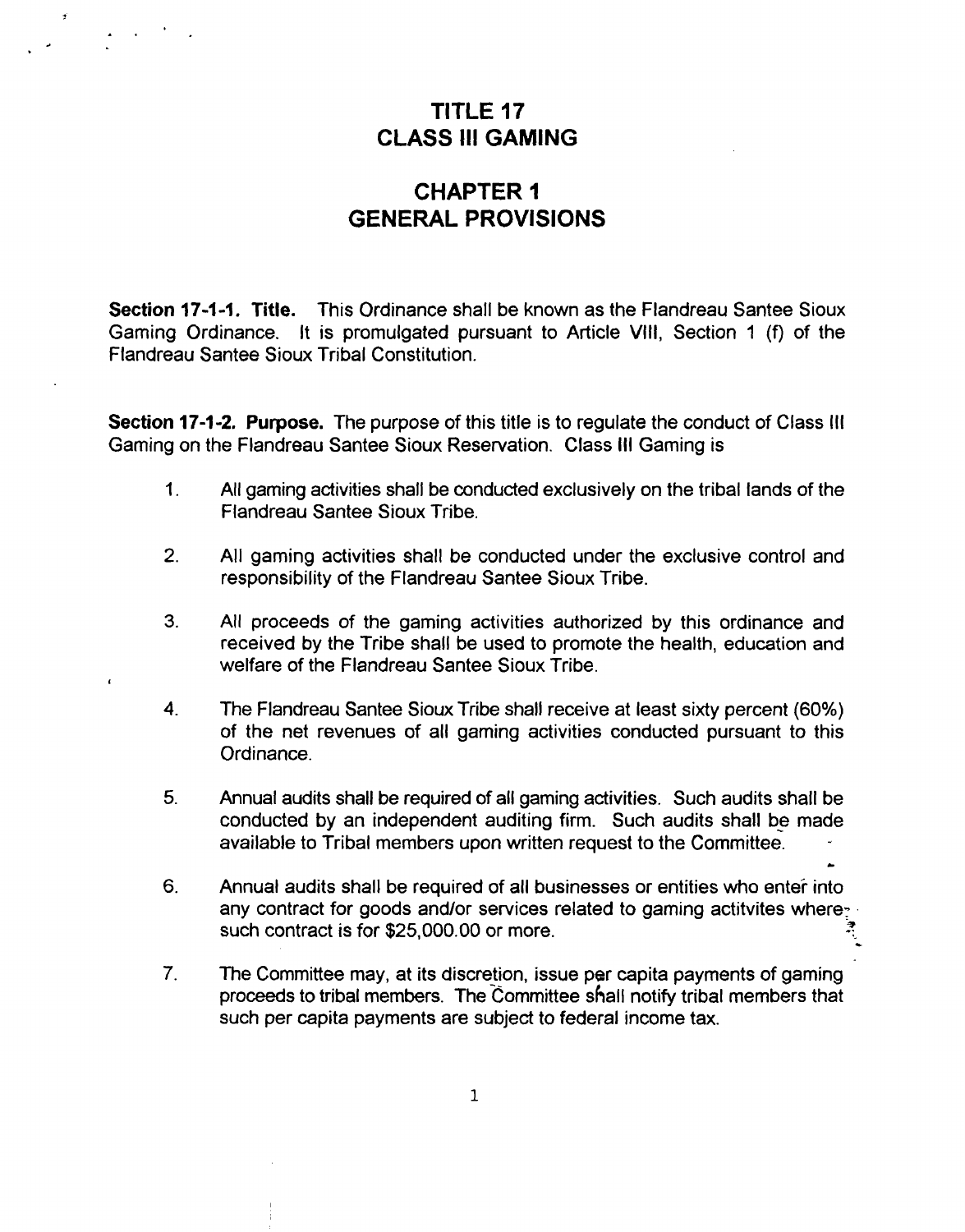# TITLE 17
# CLASS III GAMING

## CHAPTER 1
## GENERAL PROVISIONS

**Section 17-1-1. Title.** This Ordinance shall be known as the Flandreau Santee Sioux Gaming Ordinance. It is promulgated pursuant to Article VIII, Section 1 (f) of the Flandreau Santee Sioux Tribal Constitution.

**Section 17-1-2. Purpose.** The purpose of this title is to regulate the conduct of Class III Gaming on the Flandreau Santee Sioux Reservation. Class III Gaming is

1. All gaming activities shall be conducted exclusively on the tribal lands of the Flandreau Santee Sioux Tribe.

2. All gaming activities shall be conducted under the exclusive control and responsibility of the Flandreau Santee Sioux Tribe.

3. All proceeds of the gaming activities authorized by this ordinance and received by the Tribe shall be used to promote the health, education and welfare of the Flandreau Santee Sioux Tribe.

4. The Flandreau Santee Sioux Tribe shall receive at least sixty percent (60%) of the net revenues of all gaming activities conducted pursuant to this Ordinance.

5. Annual audits shall be required of all gaming activities. Such audits shall be conducted by an independent auditing firm. Such audits shall be made available to Tribal members upon written request to the Committee.

6. Annual audits shall be required of all businesses or entities who enter into any contract for goods and/or services related to gaming actitvites where such contract is for $25,000.00 or more.

7. The Committee may, at its discretion, issue per capita payments of gaming proceeds to tribal members. The Committee shall notify tribal members that such per capita payments are subject to federal income tax.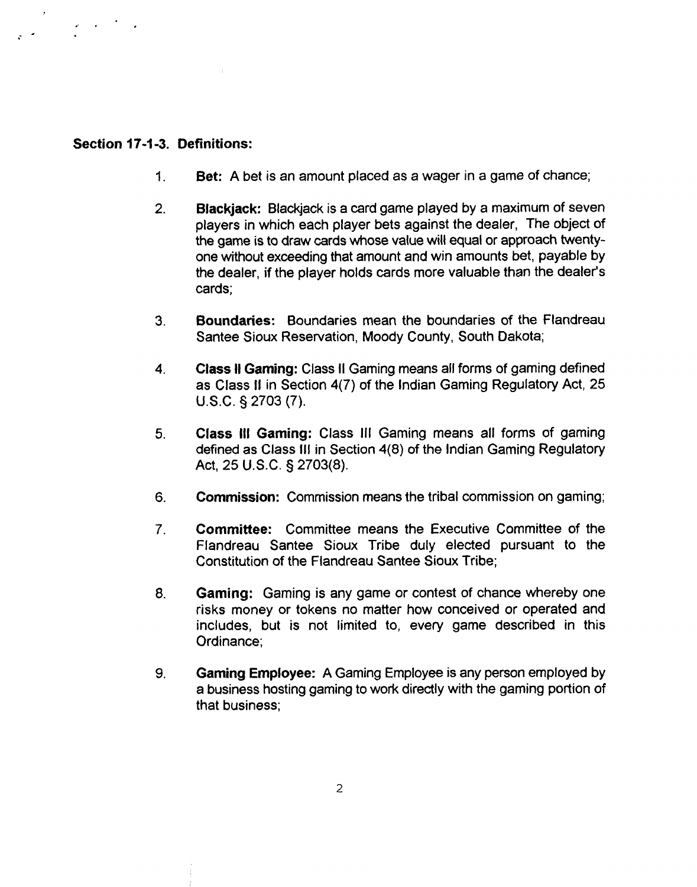**Section 17-1-3. Definitions:**

1. **Bet:** A bet is an amount placed as a wager in a game of chance;

2. **Blackjack:** Blackjack is a card game played by a maximum of seven players in which each player bets against the dealer, The object of the game is to draw cards whose value will equal or approach twenty-one without exceeding that amount and win amounts bet, payable by the dealer, if the player holds cards more valuable than the dealer's cards;

3. **Boundaries:** Boundaries mean the boundaries of the Flandreau Santee Sioux Reservation, Moody County, South Dakota;

4. **Class II Gaming:** Class II Gaming means all forms of gaming defined as Class II in Section 4(7) of the Indian Gaming Regulatory Act, 25 U.S.C. § 2703 (7).

5. **Class III Gaming:** Class III Gaming means all forms of gaming defined as Class III in Section 4(8) of the Indian Gaming Regulatory Act, 25 U.S.C. § 2703(8).

6. **Commission:** Commission means the tribal commission on gaming;

7. **Committee:** Committee means the Executive Committee of the Flandreau Santee Sioux Tribe duly elected pursuant to the Constitution of the Flandreau Santee Sioux Tribe;

8. **Gaming:** Gaming is any game or contest of chance whereby one risks money or tokens no matter how conceived or operated and includes, but is not limited to, every game described in this Ordinance;

9. **Gaming Employee:** A Gaming Employee is any person employed by a business hosting gaming to work directly with the gaming portion of that business;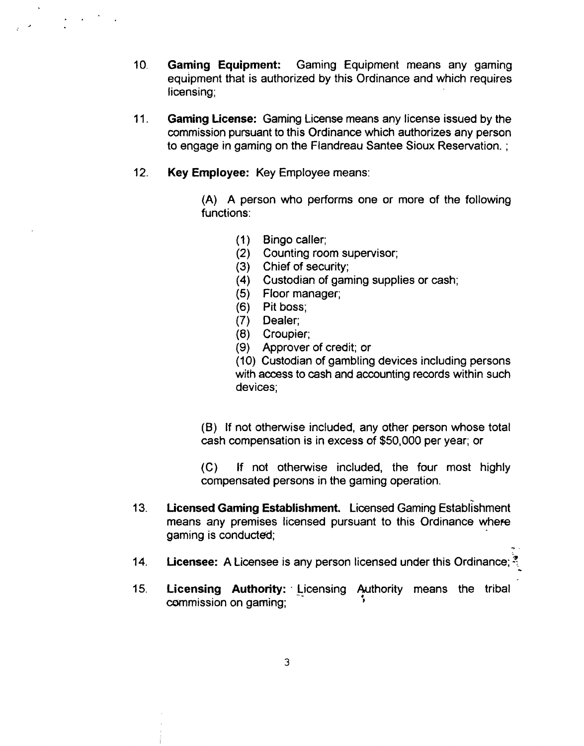10. **Gaming Equipment:** Gaming Equipment means any gaming equipment that is authorized by this Ordinance and which requires licensing;

11. **Gaming License:** Gaming License means any license issued by the commission pursuant to this Ordinance which authorizes any person to engage in gaming on the Flandreau Santee Sioux Reservation. ;

12. **Key Employee:** Key Employee means:

    (A) A person who performs one or more of the following functions:

    (1) Bingo caller;
    (2) Counting room supervisor;
    (3) Chief of security;
    (4) Custodian of gaming supplies or cash;
    (5) Floor manager;
    (6) Pit boss;
    (7) Dealer;
    (8) Croupier;
    (9) Approver of credit; or
    (10) Custodian of gambling devices including persons with access to cash and accounting records within such devices;

    (B) If not otherwise included, any other person whose total cash compensation is in excess of $50,000 per year; or

    (C) If not otherwise included, the four most highly compensated persons in the gaming operation.

13. **Licensed Gaming Establishment.** Licensed Gaming Establishment means any premises licensed pursuant to this Ordinance where gaming is conducted;

14. **Licensee:** A Licensee is any person licensed under this Ordinance;

15. **Licensing Authority:** Licensing Authority means the tribal commission on gaming;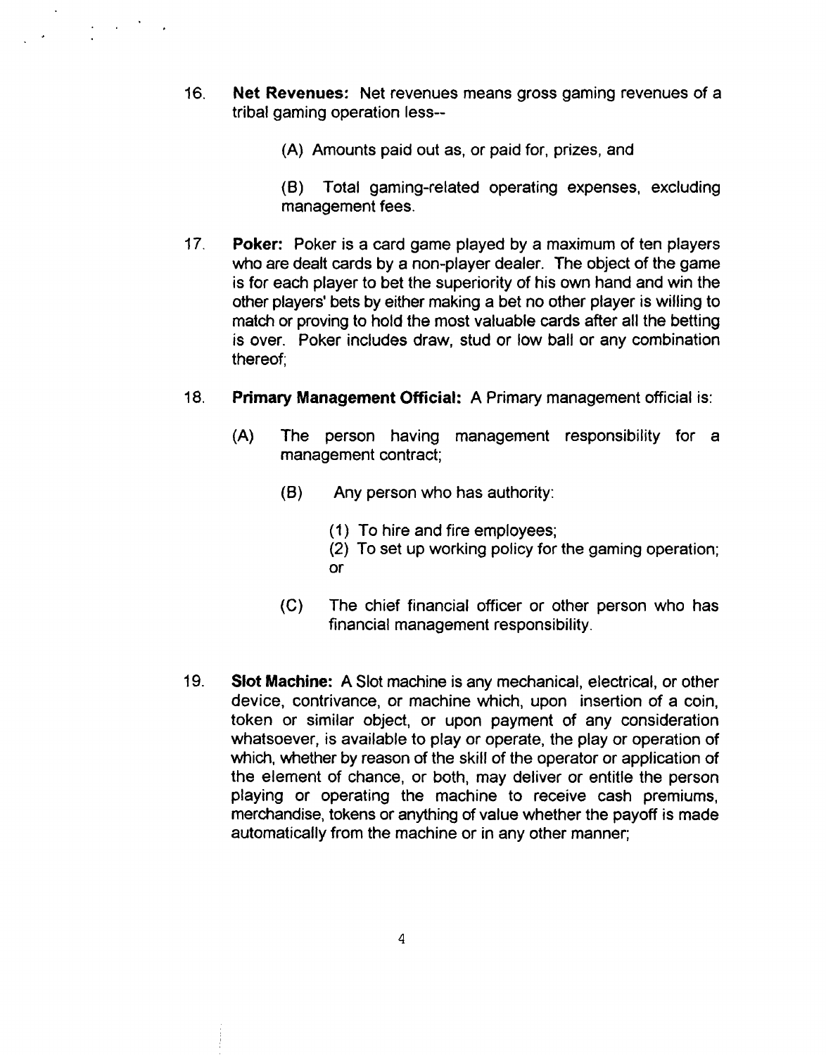16. **Net Revenues:** Net revenues means gross gaming revenues of a tribal gaming operation less--

    (A) Amounts paid out as, or paid for, prizes, and

    (B) Total gaming-related operating expenses, excluding management fees.

17. **Poker:** Poker is a card game played by a maximum of ten players who are dealt cards by a non-player dealer. The object of the game is for each player to bet the superiority of his own hand and win the other players' bets by either making a bet no other player is willing to match or proving to hold the most valuable cards after all the betting is over. Poker includes draw, stud or low ball or any combination thereof;

18. **Primary Management Official:** A Primary management official is:

    (A) The person having management responsibility for a management contract;

    (B) Any person who has authority:

        (1) To hire and fire employees;
        (2) To set up working policy for the gaming operation; or

    (C) The chief financial officer or other person who has financial management responsibility.

19. **Slot Machine:** A Slot machine is any mechanical, electrical, or other device, contrivance, or machine which, upon insertion of a coin, token or similar object, or upon payment of any consideration whatsoever, is available to play or operate, the play or operation of which, whether by reason of the skill of the operator or application of the element of chance, or both, may deliver or entitle the person playing or operating the machine to receive cash premiums, merchandise, tokens or anything of value whether the payoff is made automatically from the machine or in any other manner;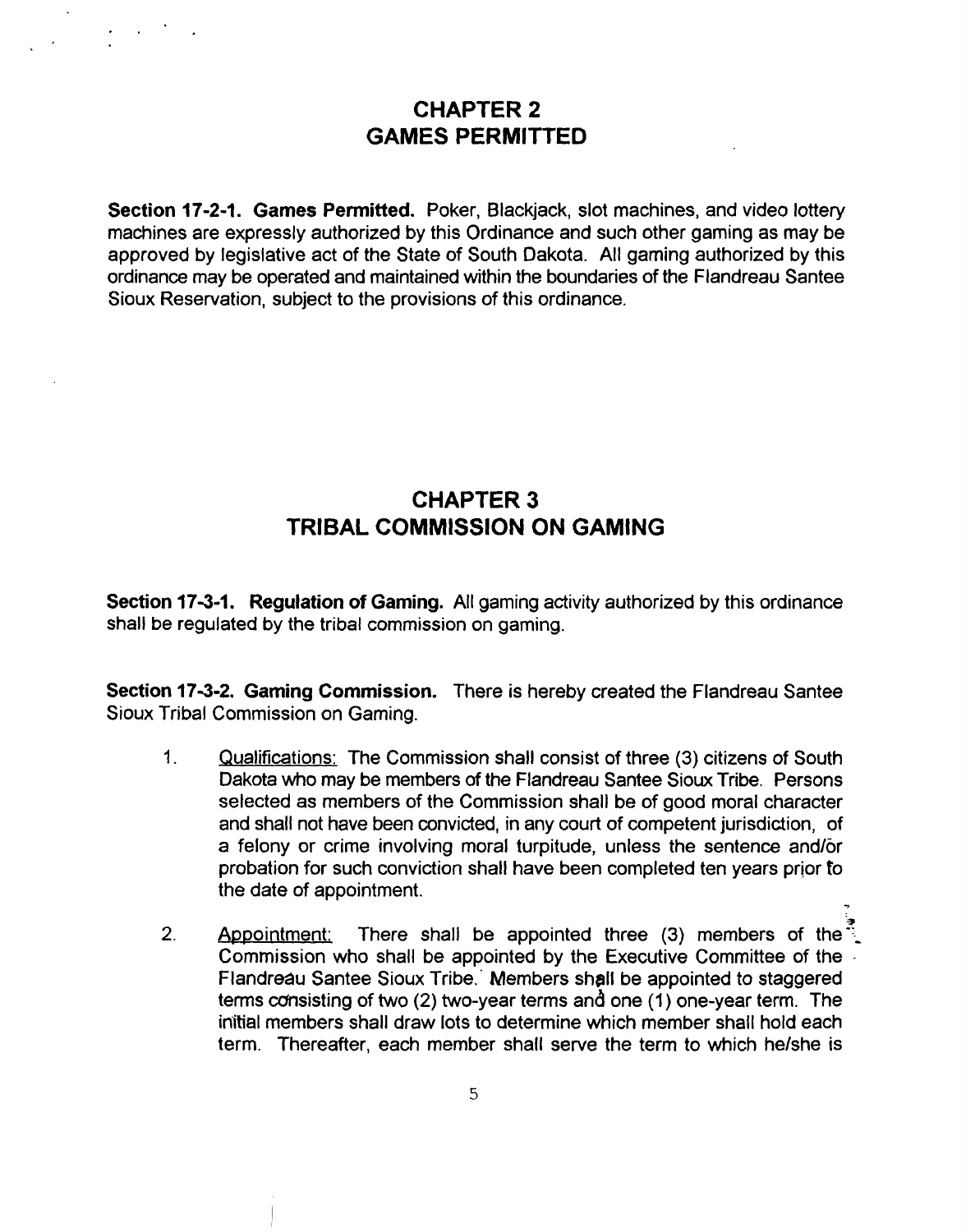# CHAPTER 2
# GAMES PERMITTED

**Section 17-2-1. Games Permitted.** Poker, Blackjack, slot machines, and video lottery machines are expressly authorized by this Ordinance and such other gaming as may be approved by legislative act of the State of South Dakota. All gaming authorized by this ordinance may be operated and maintained within the boundaries of the Flandreau Santee Sioux Reservation, subject to the provisions of this ordinance.

# CHAPTER 3
# TRIBAL COMMISSION ON GAMING

**Section 17-3-1. Regulation of Gaming.** All gaming activity authorized by this ordinance shall be regulated by the tribal commission on gaming.

**Section 17-3-2. Gaming Commission.** There is hereby created the Flandreau Santee Sioux Tribal Commission on Gaming.

1. Qualifications: The Commission shall consist of three (3) citizens of South Dakota who may be members of the Flandreau Santee Sioux Tribe. Persons selected as members of the Commission shall be of good moral character and shall not have been convicted, in any court of competent jurisdiction, of a felony or crime involving moral turpitude, unless the sentence and/or probation for such conviction shall have been completed ten years prior to the date of appointment.

2. Appointment: There shall be appointed three (3) members of the Commission who shall be appointed by the Executive Committee of the Flandreau Santee Sioux Tribe. Members shall be appointed to staggered terms consisting of two (2) two-year terms and one (1) one-year term. The initial members shall draw lots to determine which member shall hold each term. Thereafter, each member shall serve the term to which he/she is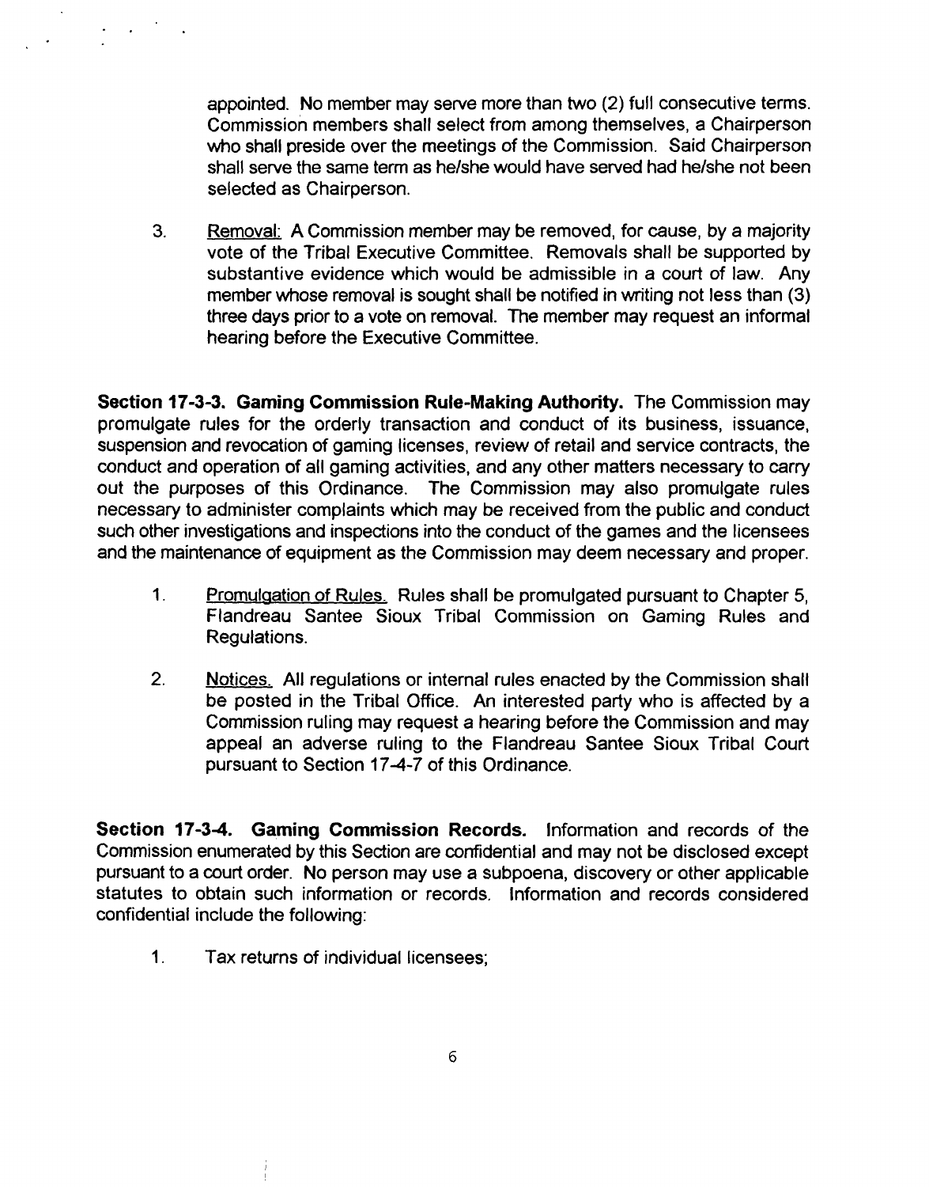appointed. No member may serve more than two (2) full consecutive terms. Commission members shall select from among themselves, a Chairperson who shall preside over the meetings of the Commission. Said Chairperson shall serve the same term as he/she would have served had he/she not been selected as Chairperson.

3. Removal: A Commission member may be removed, for cause, by a majority vote of the Tribal Executive Committee. Removals shall be supported by substantive evidence which would be admissible in a court of law. Any member whose removal is sought shall be notified in writing not less than (3) three days prior to a vote on removal. The member may request an informal hearing before the Executive Committee.

**Section 17-3-3. Gaming Commission Rule-Making Authority.** The Commission may promulgate rules for the orderly transaction and conduct of its business, issuance, suspension and revocation of gaming licenses, review of retail and service contracts, the conduct and operation of all gaming activities, and any other matters necessary to carry out the purposes of this Ordinance. The Commission may also promulgate rules necessary to administer complaints which may be received from the public and conduct such other investigations and inspections into the conduct of the games and the licensees and the maintenance of equipment as the Commission may deem necessary and proper.

1. Promulgation of Rules. Rules shall be promulgated pursuant to Chapter 5, Flandreau Santee Sioux Tribal Commission on Gaming Rules and Regulations.

2. Notices. All regulations or internal rules enacted by the Commission shall be posted in the Tribal Office. An interested party who is affected by a Commission ruling may request a hearing before the Commission and may appeal an adverse ruling to the Flandreau Santee Sioux Tribal Court pursuant to Section 17-4-7 of this Ordinance.

**Section 17-3-4. Gaming Commission Records.** Information and records of the Commission enumerated by this Section are confidential and may not be disclosed except pursuant to a court order. No person may use a subpoena, discovery or other applicable statutes to obtain such information or records. Information and records considered confidential include the following:

1. Tax returns of individual licensees;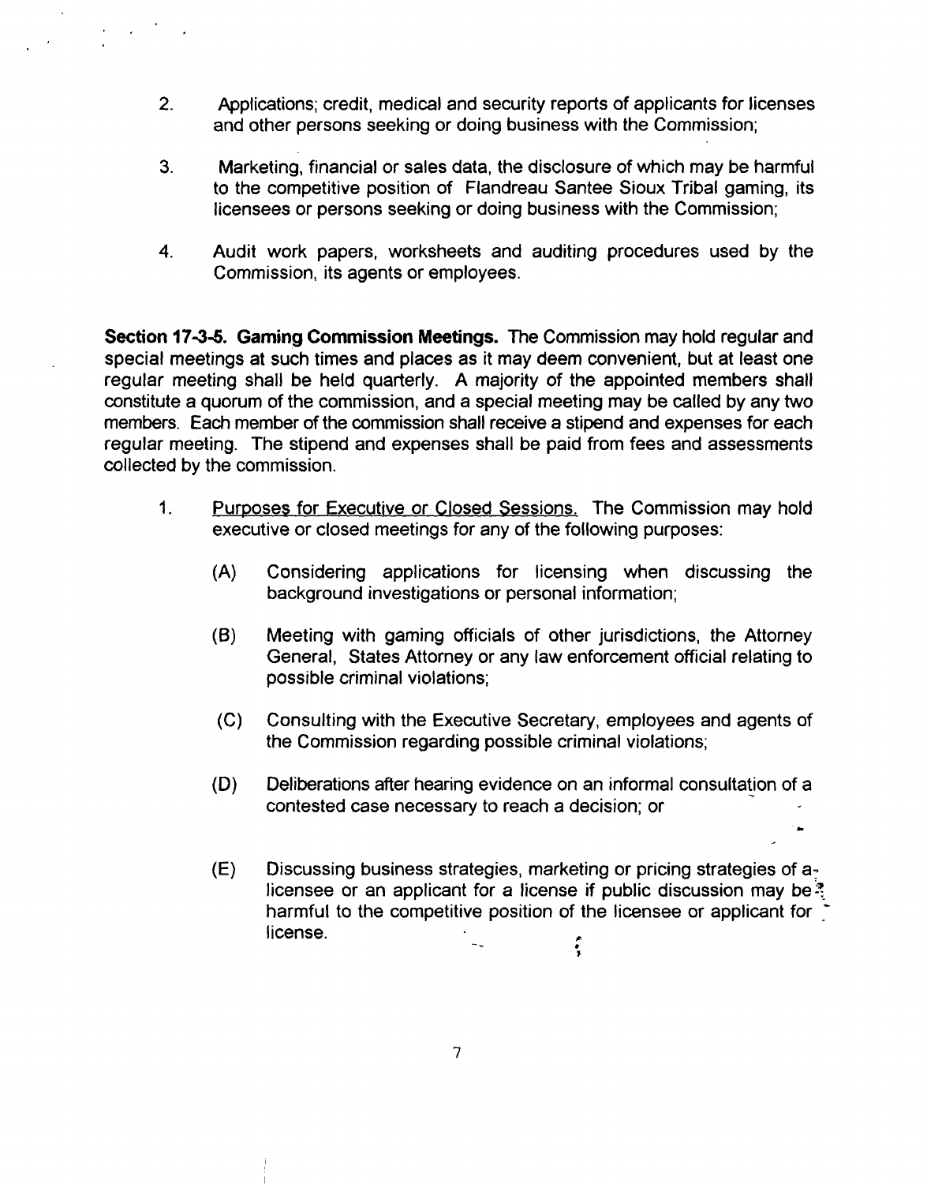2. Applications; credit, medical and security reports of applicants for licenses and other persons seeking or doing business with the Commission;

3. Marketing, financial or sales data, the disclosure of which may be harmful to the competitive position of Flandreau Santee Sioux Tribal gaming, its licensees or persons seeking or doing business with the Commission;

4. Audit work papers, worksheets and auditing procedures used by the Commission, its agents or employees.

**Section 17-3-5. Gaming Commission Meetings.** The Commission may hold regular and special meetings at such times and places as it may deem convenient, but at least one regular meeting shall be held quarterly. A majority of the appointed members shall constitute a quorum of the commission, and a special meeting may be called by any two members. Each member of the commission shall receive a stipend and expenses for each regular meeting. The stipend and expenses shall be paid from fees and assessments collected by the commission.

1. Purposes for Executive or Closed Sessions. The Commission may hold executive or closed meetings for any of the following purposes:

   (A) Considering applications for licensing when discussing the background investigations or personal information;

   (B) Meeting with gaming officials of other jurisdictions, the Attorney General, States Attorney or any law enforcement official relating to possible criminal violations;

   (C) Consulting with the Executive Secretary, employees and agents of the Commission regarding possible criminal violations;

   (D) Deliberations after hearing evidence on an informal consultation of a contested case necessary to reach a decision; or

   (E) Discussing business strategies, marketing or pricing strategies of a licensee or an applicant for a license if public discussion may be harmful to the competitive position of the licensee or applicant for license.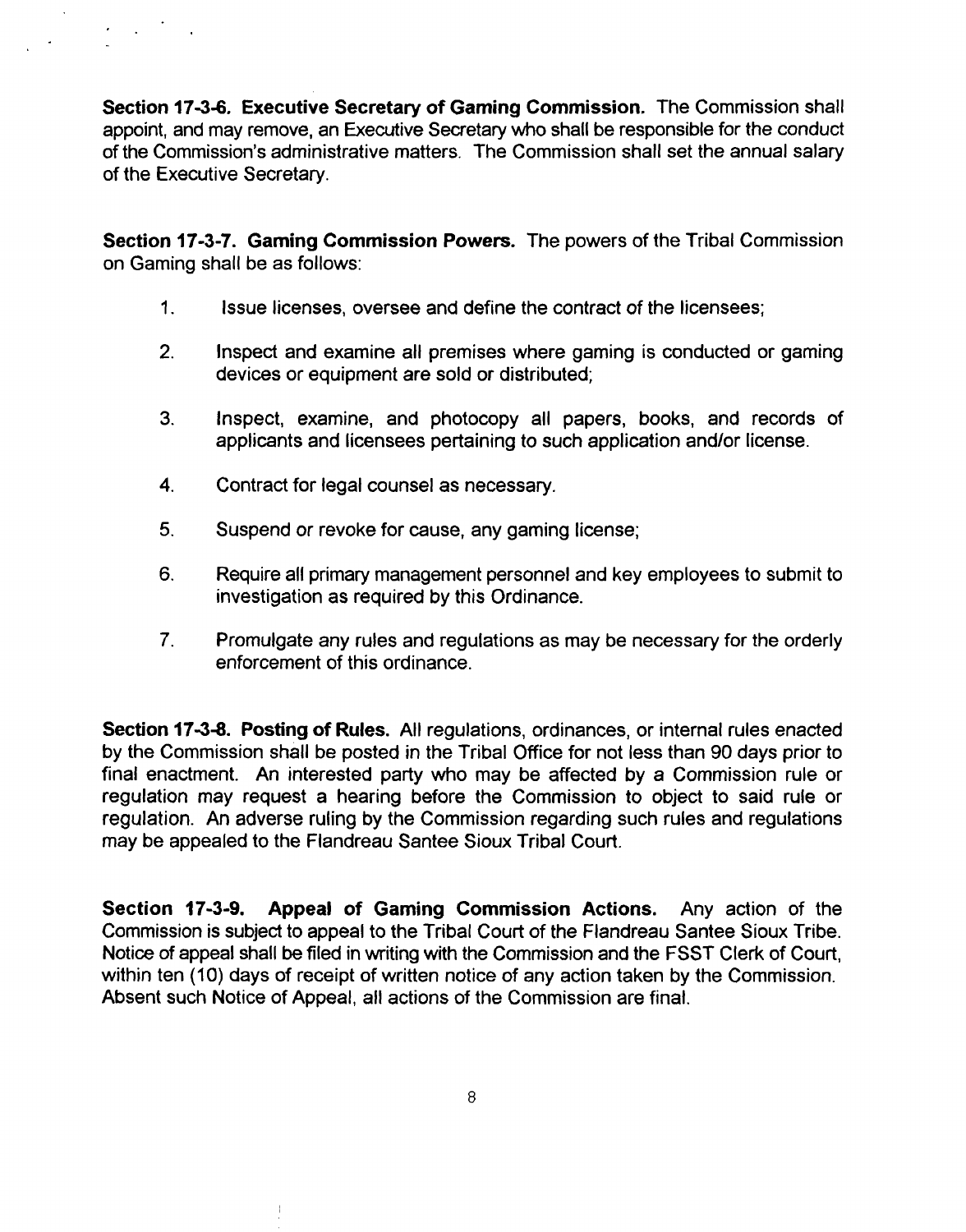**Section 17-3-6. Executive Secretary of Gaming Commission.** The Commission shall appoint, and may remove, an Executive Secretary who shall be responsible for the conduct of the Commission's administrative matters. The Commission shall set the annual salary of the Executive Secretary.

**Section 17-3-7. Gaming Commission Powers.** The powers of the Tribal Commission on Gaming shall be as follows:

1. Issue licenses, oversee and define the contract of the licensees;
2. Inspect and examine all premises where gaming is conducted or gaming devices or equipment are sold or distributed;
3. Inspect, examine, and photocopy all papers, books, and records of applicants and licensees pertaining to such application and/or license.
4. Contract for legal counsel as necessary.
5. Suspend or revoke for cause, any gaming license;
6. Require all primary management personnel and key employees to submit to investigation as required by this Ordinance.
7. Promulgate any rules and regulations as may be necessary for the orderly enforcement of this ordinance.

**Section 17-3-8. Posting of Rules.** All regulations, ordinances, or internal rules enacted by the Commission shall be posted in the Tribal Office for not less than 90 days prior to final enactment. An interested party who may be affected by a Commission rule or regulation may request a hearing before the Commission to object to said rule or regulation. An adverse ruling by the Commission regarding such rules and regulations may be appealed to the Flandreau Santee Sioux Tribal Court.

**Section 17-3-9. Appeal of Gaming Commission Actions.** Any action of the Commission is subject to appeal to the Tribal Court of the Flandreau Santee Sioux Tribe. Notice of appeal shall be filed in writing with the Commission and the FSST Clerk of Court, within ten (10) days of receipt of written notice of any action taken by the Commission. Absent such Notice of Appeal, all actions of the Commission are final.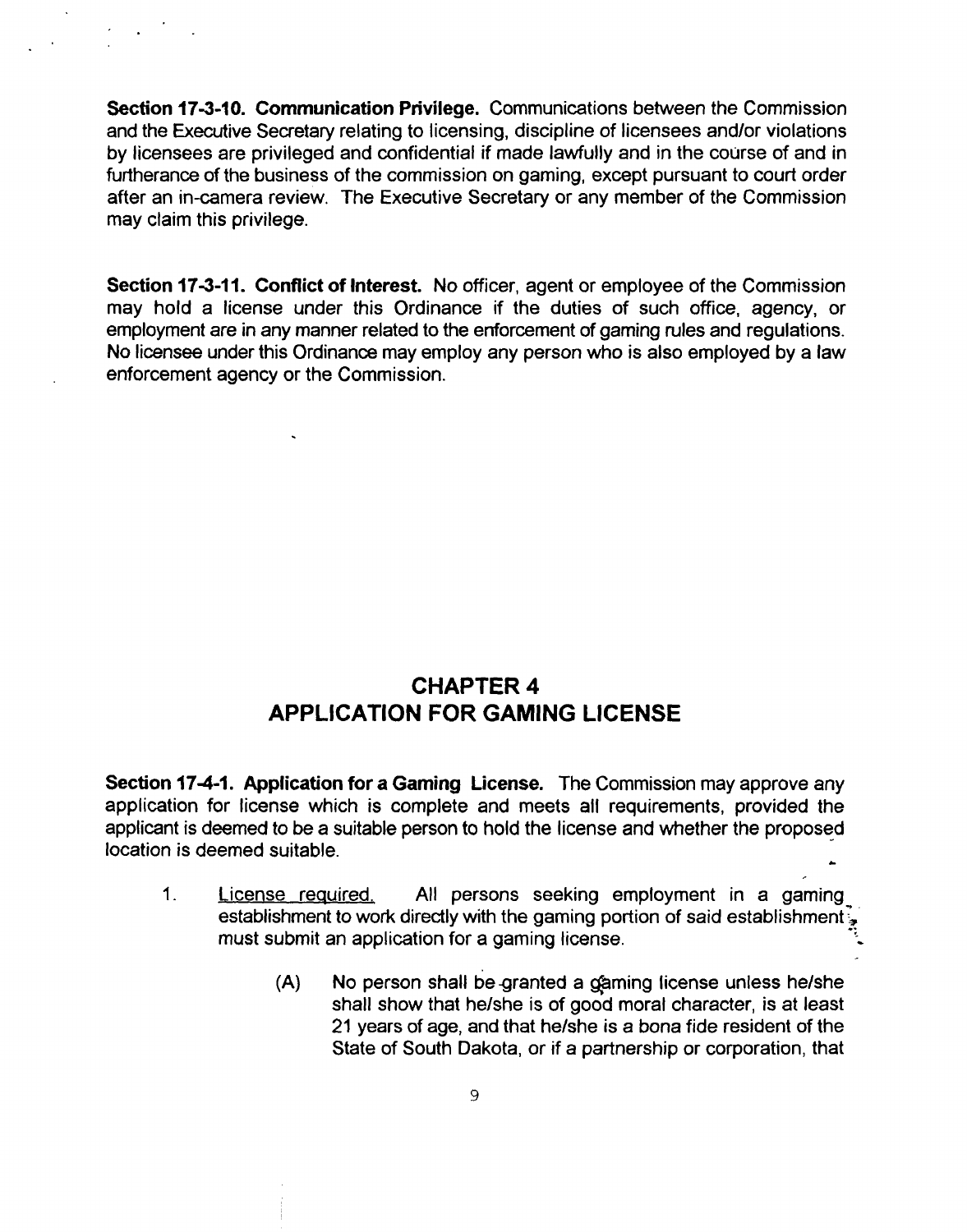**Section 17-3-10. Communication Privilege.** Communications between the Commission and the Executive Secretary relating to licensing, discipline of licensees and/or violations by licensees are privileged and confidential if made lawfully and in the course of and in furtherance of the business of the commission on gaming, except pursuant to court order after an in-camera review. The Executive Secretary or any member of the Commission may claim this privilege.

**Section 17-3-11. Conflict of Interest.** No officer, agent or employee of the Commission may hold a license under this Ordinance if the duties of such office, agency, or employment are in any manner related to the enforcement of gaming rules and regulations. No licensee under this Ordinance may employ any person who is also employed by a law enforcement agency or the Commission.

## CHAPTER 4
## APPLICATION FOR GAMING LICENSE

**Section 17-4-1. Application for a Gaming License.** The Commission may approve any application for license which is complete and meets all requirements, provided the applicant is deemed to be a suitable person to hold the license and whether the proposed location is deemed suitable.

1. License required. All persons seeking employment in a gaming establishment to work directly with the gaming portion of said establishment, must submit an application for a gaming license.

   (A) No person shall be granted a gaming license unless he/she shall show that he/she is of good moral character, is at least 21 years of age, and that he/she is a bona fide resident of the State of South Dakota, or if a partnership or corporation, that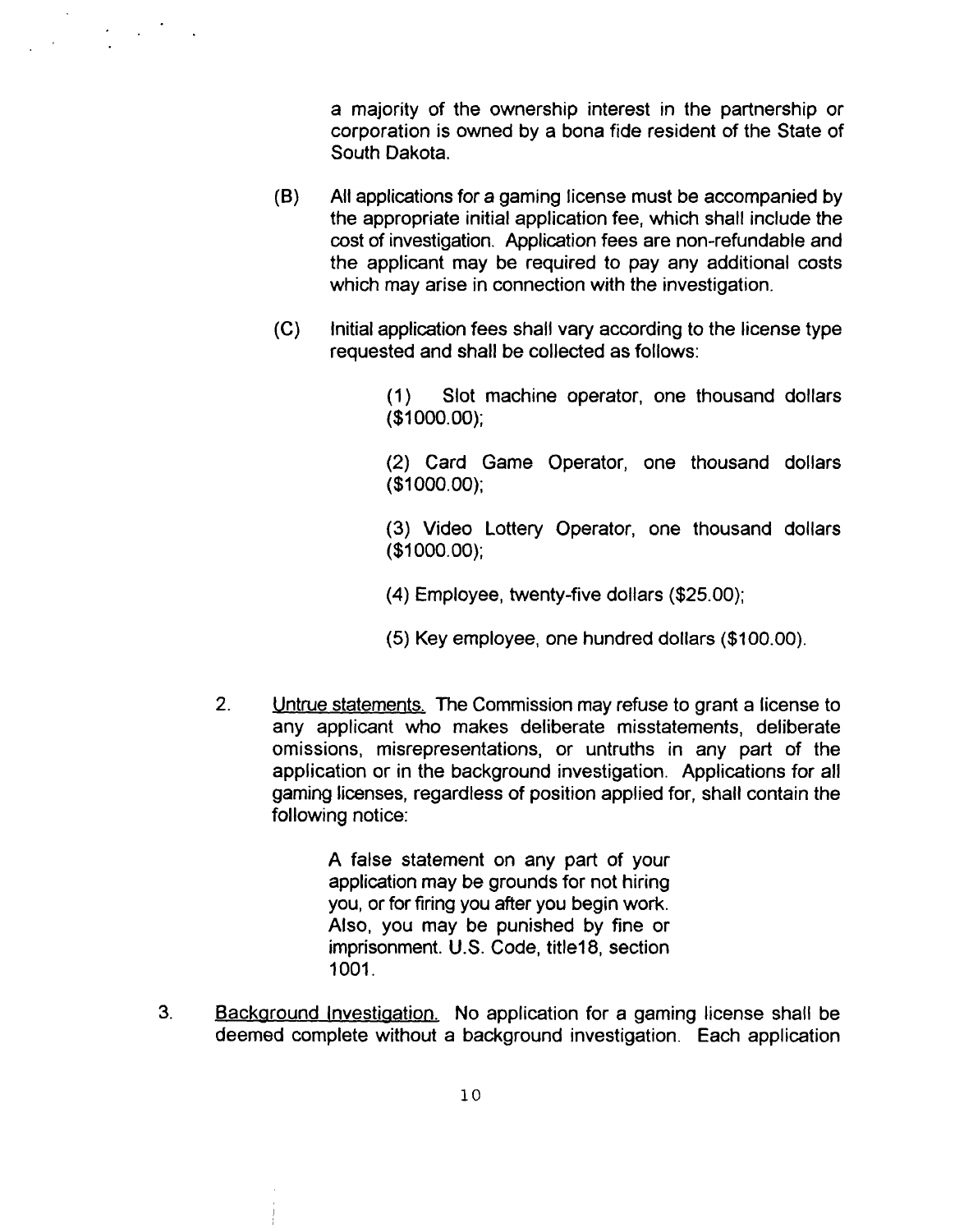a majority of the ownership interest in the partnership or corporation is owned by a bona fide resident of the State of South Dakota.

(B) All applications for a gaming license must be accompanied by the appropriate initial application fee, which shall include the cost of investigation. Application fees are non-refundable and the applicant may be required to pay any additional costs which may arise in connection with the investigation.

(C) Initial application fees shall vary according to the license type requested and shall be collected as follows:

(1) Slot machine operator, one thousand dollars ($1000.00);

(2) Card Game Operator, one thousand dollars ($1000.00);

(3) Video Lottery Operator, one thousand dollars ($1000.00);

(4) Employee, twenty-five dollars ($25.00);

(5) Key employee, one hundred dollars ($100.00).

2. Untrue statements. The Commission may refuse to grant a license to any applicant who makes deliberate misstatements, deliberate omissions, misrepresentations, or untruths in any part of the application or in the background investigation. Applications for all gaming licenses, regardless of position applied for, shall contain the following notice:

> A false statement on any part of your application may be grounds for not hiring you, or for firing you after you begin work. Also, you may be punished by fine or imprisonment. U.S. Code, title18, section 1001.

3. Background Investigation. No application for a gaming license shall be deemed complete without a background investigation. Each application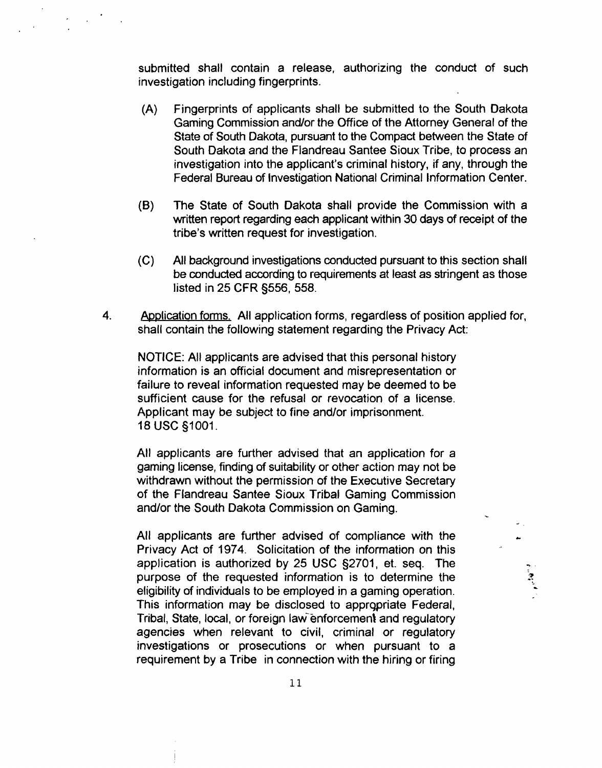submitted shall contain a release, authorizing the conduct of such investigation including fingerprints.

(A) Fingerprints of applicants shall be submitted to the South Dakota Gaming Commission and/or the Office of the Attorney General of the State of South Dakota, pursuant to the Compact between the State of South Dakota and the Flandreau Santee Sioux Tribe, to process an investigation into the applicant's criminal history, if any, through the Federal Bureau of Investigation National Criminal Information Center.

(B) The State of South Dakota shall provide the Commission with a written report regarding each applicant within 30 days of receipt of the tribe's written request for investigation.

(C) All background investigations conducted pursuant to this section shall be conducted according to requirements at least as stringent as those listed in 25 CFR §556, 558.

4. Application forms. All application forms, regardless of position applied for, shall contain the following statement regarding the Privacy Act:

NOTICE: All applicants are advised that this personal history information is an official document and misrepresentation or failure to reveal information requested may be deemed to be sufficient cause for the refusal or revocation of a license. Applicant may be subject to fine and/or imprisonment. 18 USC §1001.

All applicants are further advised that an application for a gaming license, finding of suitability or other action may not be withdrawn without the permission of the Executive Secretary of the Flandreau Santee Sioux Tribal Gaming Commission and/or the South Dakota Commission on Gaming.

All applicants are further advised of compliance with the Privacy Act of 1974. Solicitation of the information on this application is authorized by 25 USC §2701, et. seq. The purpose of the requested information is to determine the eligibility of individuals to be employed in a gaming operation. This information may be disclosed to appropriate Federal, Tribal, State, local, or foreign law enforcement and regulatory agencies when relevant to civil, criminal or regulatory investigations or prosecutions or when pursuant to a requirement by a Tribe in connection with the hiring or firing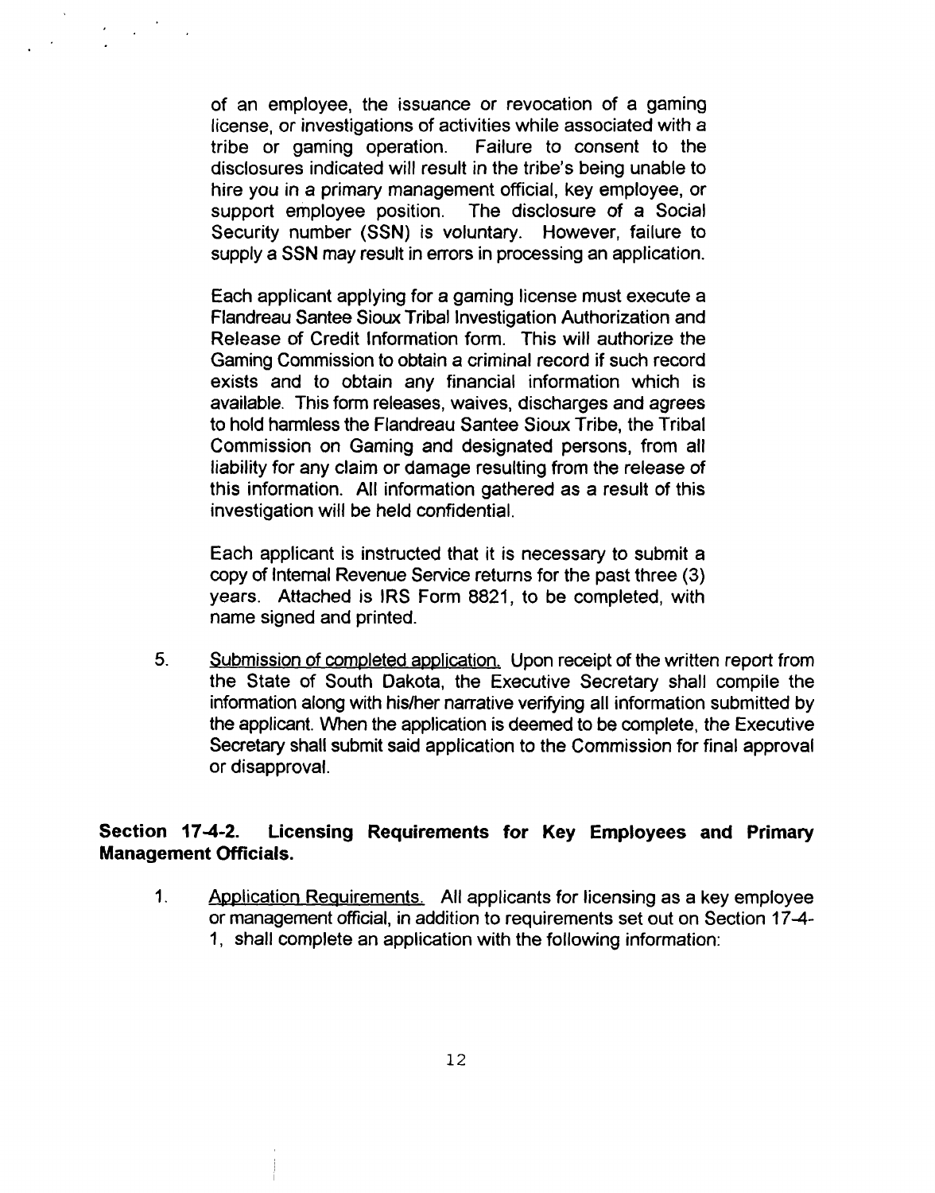of an employee, the issuance or revocation of a gaming license, or investigations of activities while associated with a tribe or gaming operation. Failure to consent to the disclosures indicated will result in the tribe's being unable to hire you in a primary management official, key employee, or support employee position. The disclosure of a Social Security number (SSN) is voluntary. However, failure to supply a SSN may result in errors in processing an application.

Each applicant applying for a gaming license must execute a Flandreau Santee Sioux Tribal Investigation Authorization and Release of Credit Information form. This will authorize the Gaming Commission to obtain a criminal record if such record exists and to obtain any financial information which is available. This form releases, waives, discharges and agrees to hold harmless the Flandreau Santee Sioux Tribe, the Tribal Commission on Gaming and designated persons, from all liability for any claim or damage resulting from the release of this information. All information gathered as a result of this investigation will be held confidential.

Each applicant is instructed that it is necessary to submit a copy of Internal Revenue Service returns for the past three (3) years. Attached is IRS Form 8821, to be completed, with name signed and printed.

5. Submission of completed application. Upon receipt of the written report from the State of South Dakota, the Executive Secretary shall compile the information along with his/her narrative verifying all information submitted by the applicant. When the application is deemed to be complete, the Executive Secretary shall submit said application to the Commission for final approval or disapproval.

**Section 17-4-2. Licensing Requirements for Key Employees and Primary Management Officials.**

1. Application Requirements. All applicants for licensing as a key employee or management official, in addition to requirements set out on Section 17-4-1, shall complete an application with the following information: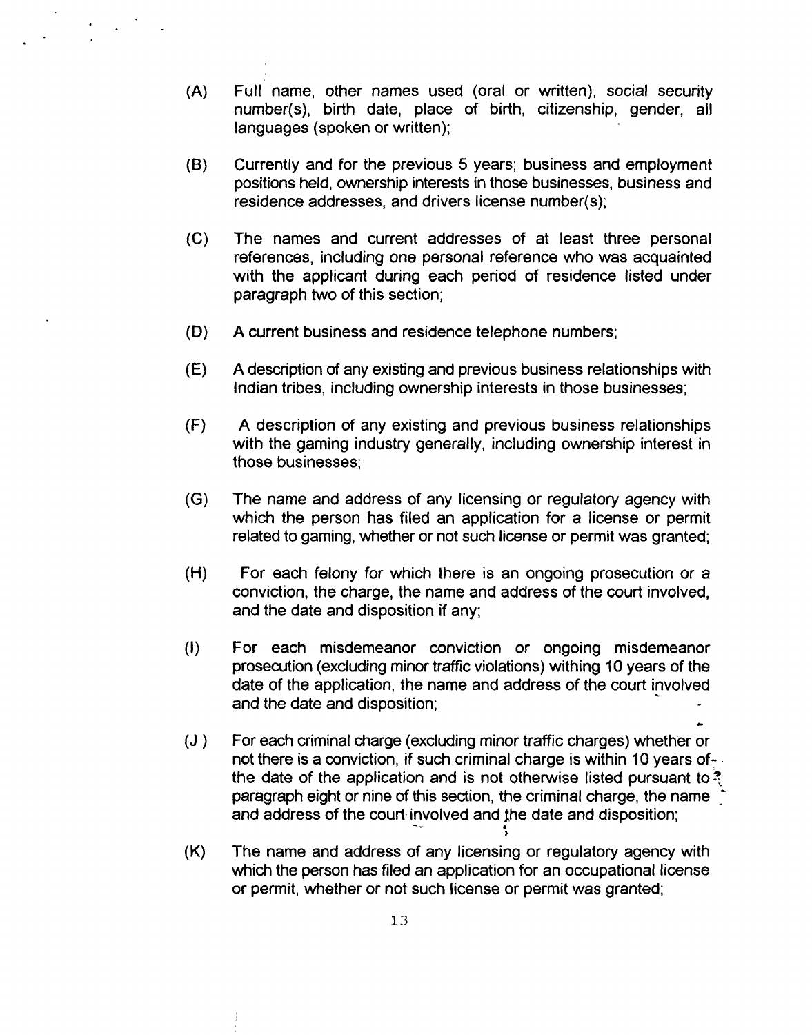(A) Full name, other names used (oral or written), social security number(s), birth date, place of birth, citizenship, gender, all languages (spoken or written);

(B) Currently and for the previous 5 years; business and employment positions held, ownership interests in those businesses, business and residence addresses, and drivers license number(s);

(C) The names and current addresses of at least three personal references, including one personal reference who was acquainted with the applicant during each period of residence listed under paragraph two of this section;

(D) A current business and residence telephone numbers;

(E) A description of any existing and previous business relationships with Indian tribes, including ownership interests in those businesses;

(F) A description of any existing and previous business relationships with the gaming industry generally, including ownership interest in those businesses;

(G) The name and address of any licensing or regulatory agency with which the person has filed an application for a license or permit related to gaming, whether or not such license or permit was granted;

(H) For each felony for which there is an ongoing prosecution or a conviction, the charge, the name and address of the court involved, and the date and disposition if any;

(I) For each misdemeanor conviction or ongoing misdemeanor prosecution (excluding minor traffic violations) withing 10 years of the date of the application, the name and address of the court involved and the date and disposition;

(J) For each criminal charge (excluding minor traffic charges) whether or not there is a conviction, if such criminal charge is within 10 years of the date of the application and is not otherwise listed pursuant to paragraph eight or nine of this section, the criminal charge, the name and address of the court involved and the date and disposition;

(K) The name and address of any licensing or regulatory agency with which the person has filed an application for an occupational license or permit, whether or not such license or permit was granted;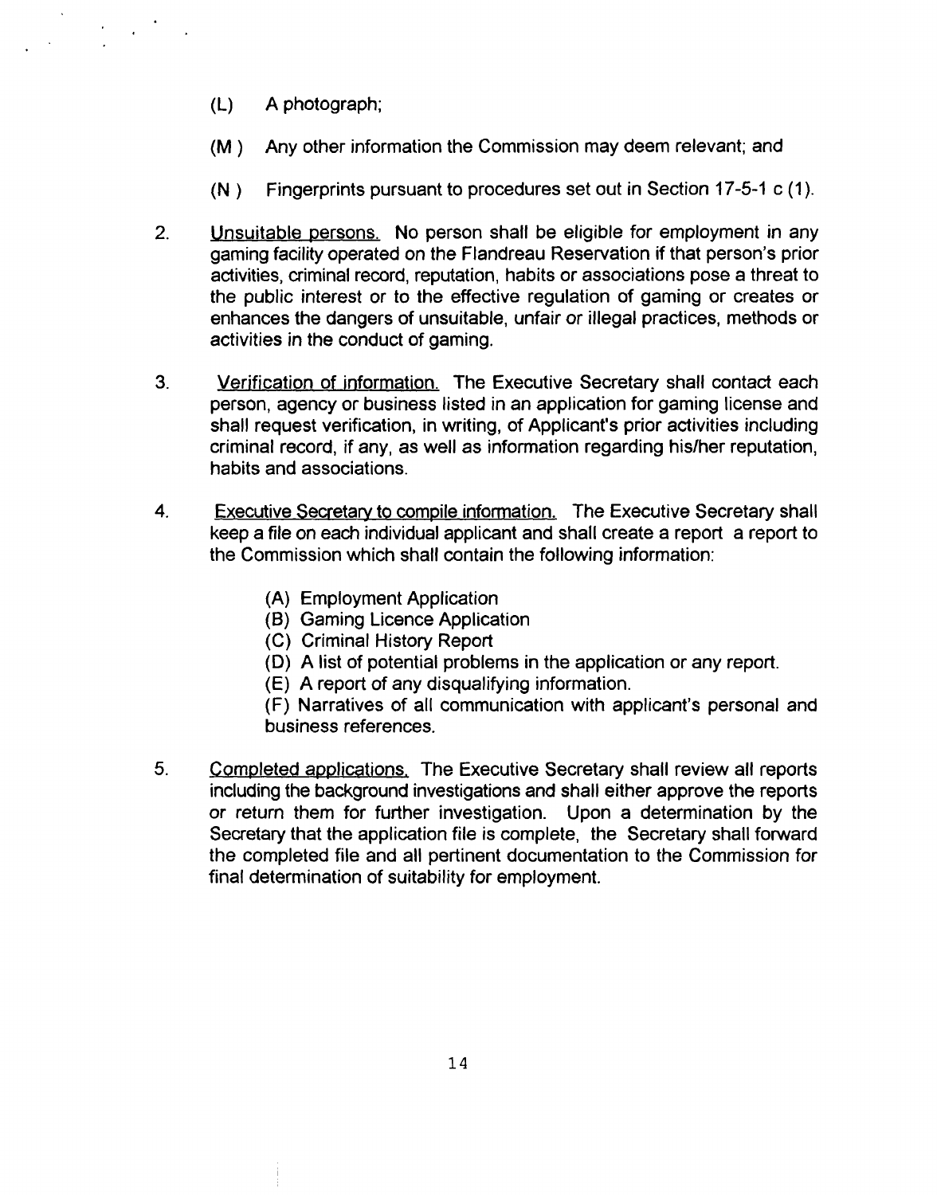(L) A photograph;

(M ) Any other information the Commission may deem relevant; and

(N ) Fingerprints pursuant to procedures set out in Section 17-5-1 c (1).

2. Unsuitable persons. No person shall be eligible for employment in any gaming facility operated on the Flandreau Reservation if that person's prior activities, criminal record, reputation, habits or associations pose a threat to the public interest or to the effective regulation of gaming or creates or enhances the dangers of unsuitable, unfair or illegal practices, methods or activities in the conduct of gaming.

3. Verification of information. The Executive Secretary shall contact each person, agency or business listed in an application for gaming license and shall request verification, in writing, of Applicant's prior activities including criminal record, if any, as well as information regarding his/her reputation, habits and associations.

4. Executive Secretary to compile information. The Executive Secretary shall keep a file on each individual applicant and shall create a report a report to the Commission which shall contain the following information:

   (A) Employment Application
   (B) Gaming Licence Application
   (C) Criminal History Report
   (D) A list of potential problems in the application or any report.
   (E) A report of any disqualifying information.
   (F) Narratives of all communication with applicant's personal and business references.

5. Completed applications. The Executive Secretary shall review all reports including the background investigations and shall either approve the reports or return them for further investigation. Upon a determination by the Secretary that the application file is complete, the Secretary shall forward the completed file and all pertinent documentation to the Commission for final determination of suitability for employment.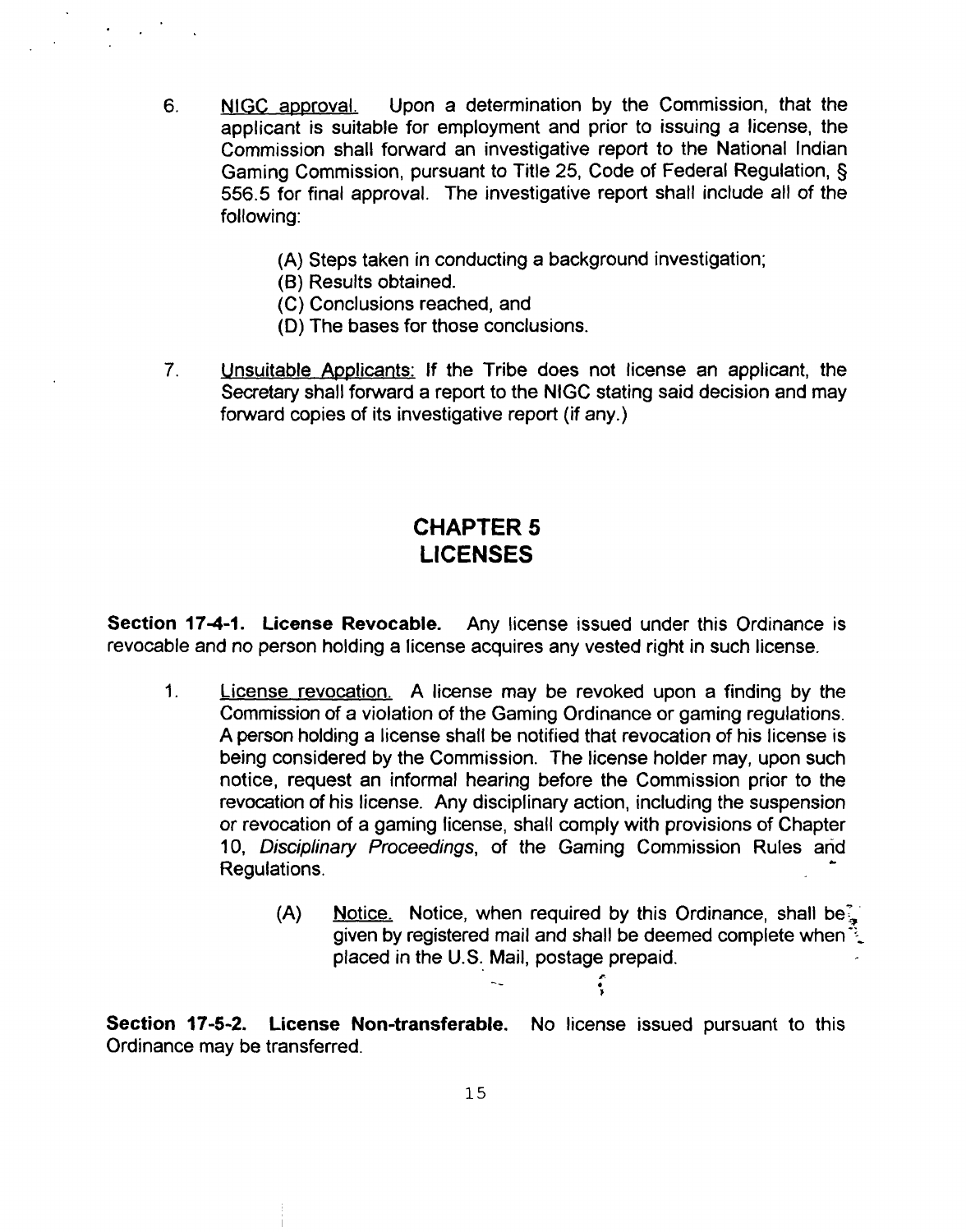6. <u>NIGC approval.</u> Upon a determination by the Commission, that the applicant is suitable for employment and prior to issuing a license, the Commission shall forward an investigative report to the National Indian Gaming Commission, pursuant to Title 25, Code of Federal Regulation, § 556.5 for final approval. The investigative report shall include all of the following:

    (A) Steps taken in conducting a background investigation;
    (B) Results obtained.
    (C) Conclusions reached, and
    (D) The bases for those conclusions.

7. <u>Unsuitable Applicants:</u> If the Tribe does not license an applicant, the Secretary shall forward a report to the NIGC stating said decision and may forward copies of its investigative report (if any.)

# CHAPTER 5
# LICENSES

**Section 17-4-1. License Revocable.** Any license issued under this Ordinance is revocable and no person holding a license acquires any vested right in such license.

1. <u>License revocation.</u> A license may be revoked upon a finding by the Commission of a violation of the Gaming Ordinance or gaming regulations. A person holding a license shall be notified that revocation of his license is being considered by the Commission. The license holder may, upon such notice, request an informal hearing before the Commission prior to the revocation of his license. Any disciplinary action, including the suspension or revocation of a gaming license, shall comply with provisions of Chapter 10, *Disciplinary Proceedings*, of the Gaming Commission Rules and Regulations.

    (A) <u>Notice.</u> Notice, when required by this Ordinance, shall be given by registered mail and shall be deemed complete when placed in the U.S. Mail, postage prepaid.

**Section 17-5-2. License Non-transferable.** No license issued pursuant to this Ordinance may be transferred.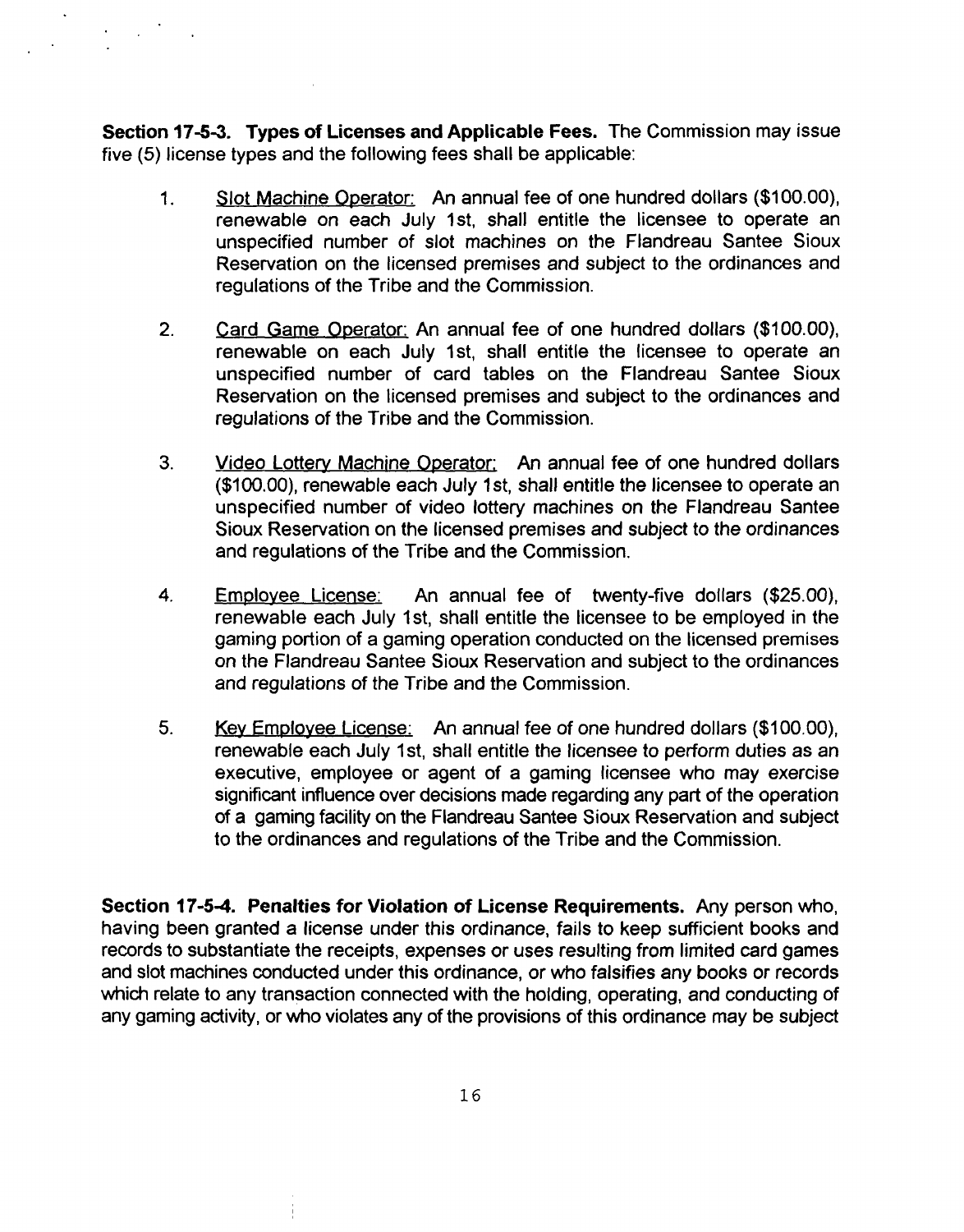**Section 17-5-3. Types of Licenses and Applicable Fees.** The Commission may issue five (5) license types and the following fees shall be applicable:

1. Slot Machine Operator: An annual fee of one hundred dollars ($100.00), renewable on each July 1st, shall entitle the licensee to operate an unspecified number of slot machines on the Flandreau Santee Sioux Reservation on the licensed premises and subject to the ordinances and regulations of the Tribe and the Commission.

2. Card Game Operator: An annual fee of one hundred dollars ($100.00), renewable on each July 1st, shall entitle the licensee to operate an unspecified number of card tables on the Flandreau Santee Sioux Reservation on the licensed premises and subject to the ordinances and regulations of the Tribe and the Commission.

3. Video Lottery Machine Operator: An annual fee of one hundred dollars ($100.00), renewable each July 1st, shall entitle the licensee to operate an unspecified number of video lottery machines on the Flandreau Santee Sioux Reservation on the licensed premises and subject to the ordinances and regulations of the Tribe and the Commission.

4. Employee License: An annual fee of twenty-five dollars ($25.00), renewable each July 1st, shall entitle the licensee to be employed in the gaming portion of a gaming operation conducted on the licensed premises on the Flandreau Santee Sioux Reservation and subject to the ordinances and regulations of the Tribe and the Commission.

5. Key Employee License: An annual fee of one hundred dollars ($100.00), renewable each July 1st, shall entitle the licensee to perform duties as an executive, employee or agent of a gaming licensee who may exercise significant influence over decisions made regarding any part of the operation of a gaming facility on the Flandreau Santee Sioux Reservation and subject to the ordinances and regulations of the Tribe and the Commission.

**Section 17-5-4. Penalties for Violation of License Requirements.** Any person who, having been granted a license under this ordinance, fails to keep sufficient books and records to substantiate the receipts, expenses or uses resulting from limited card games and slot machines conducted under this ordinance, or who falsifies any books or records which relate to any transaction connected with the holding, operating, and conducting of any gaming activity, or who violates any of the provisions of this ordinance may be subject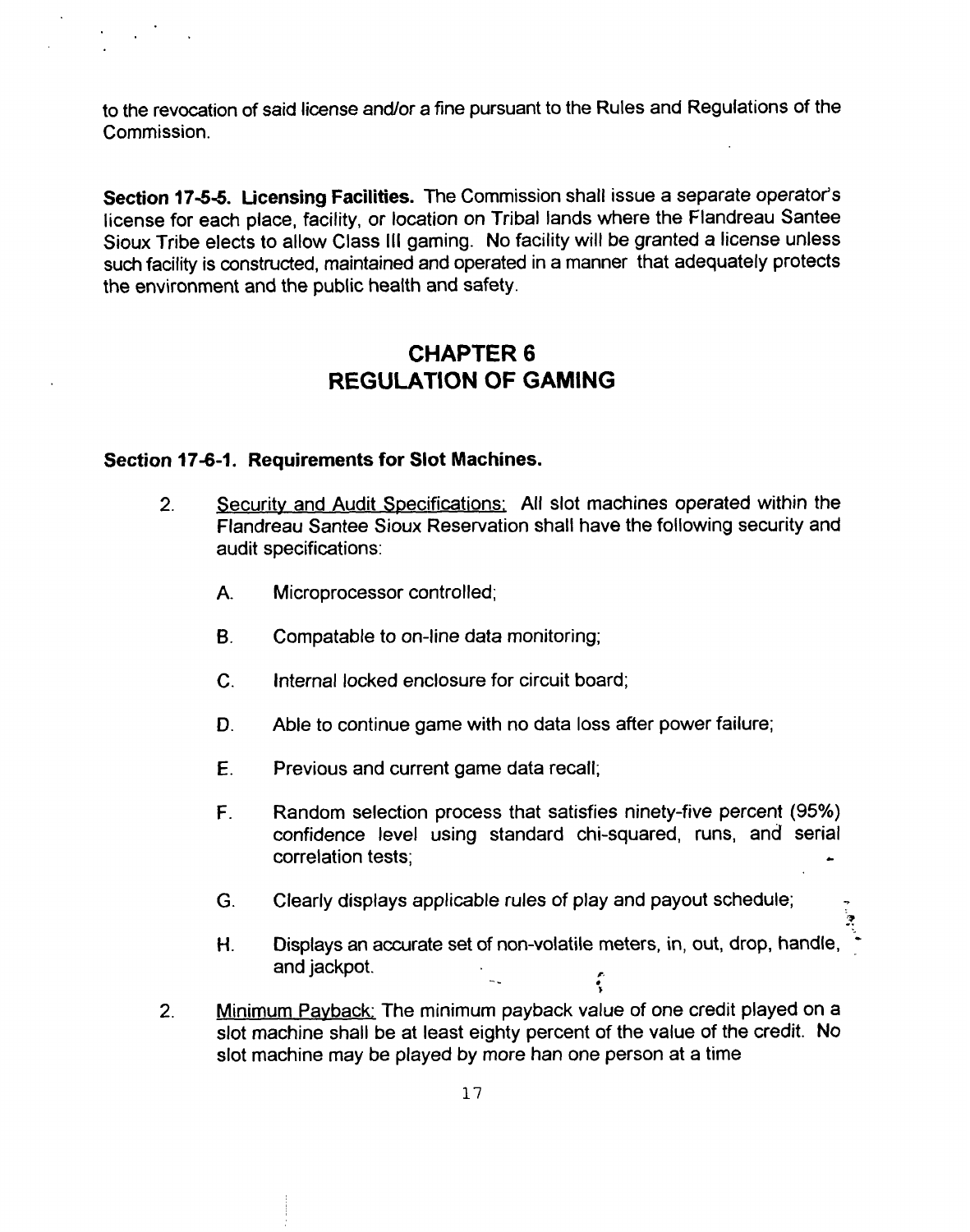to the revocation of said license and/or a fine pursuant to the Rules and Regulations of the Commission.

**Section 17-5-5. Licensing Facilities.** The Commission shall issue a separate operator's license for each place, facility, or location on Tribal lands where the Flandreau Santee Sioux Tribe elects to allow Class III gaming. No facility will be granted a license unless such facility is constructed, maintained and operated in a manner that adequately protects the environment and the public health and safety.

## CHAPTER 6
## REGULATION OF GAMING

**Section 17-6-1. Requirements for Slot Machines.**

2. <u>Security and Audit Specifications:</u> All slot machines operated within the Flandreau Santee Sioux Reservation shall have the following security and audit specifications:

   A. Microprocessor controlled;

   B. Compatable to on-line data monitoring;

   C. Internal locked enclosure for circuit board;

   D. Able to continue game with no data loss after power failure;

   E. Previous and current game data recall;

   F. Random selection process that satisfies ninety-five percent (95%) confidence level using standard chi-squared, runs, and serial correlation tests;

   G. Clearly displays applicable rules of play and payout schedule;

   H. Displays an accurate set of non-volatile meters, in, out, drop, handle, and jackpot.

2. <u>Minimum Payback:</u> The minimum payback value of one credit played on a slot machine shall be at least eighty percent of the value of the credit. No slot machine may be played by more han one person at a time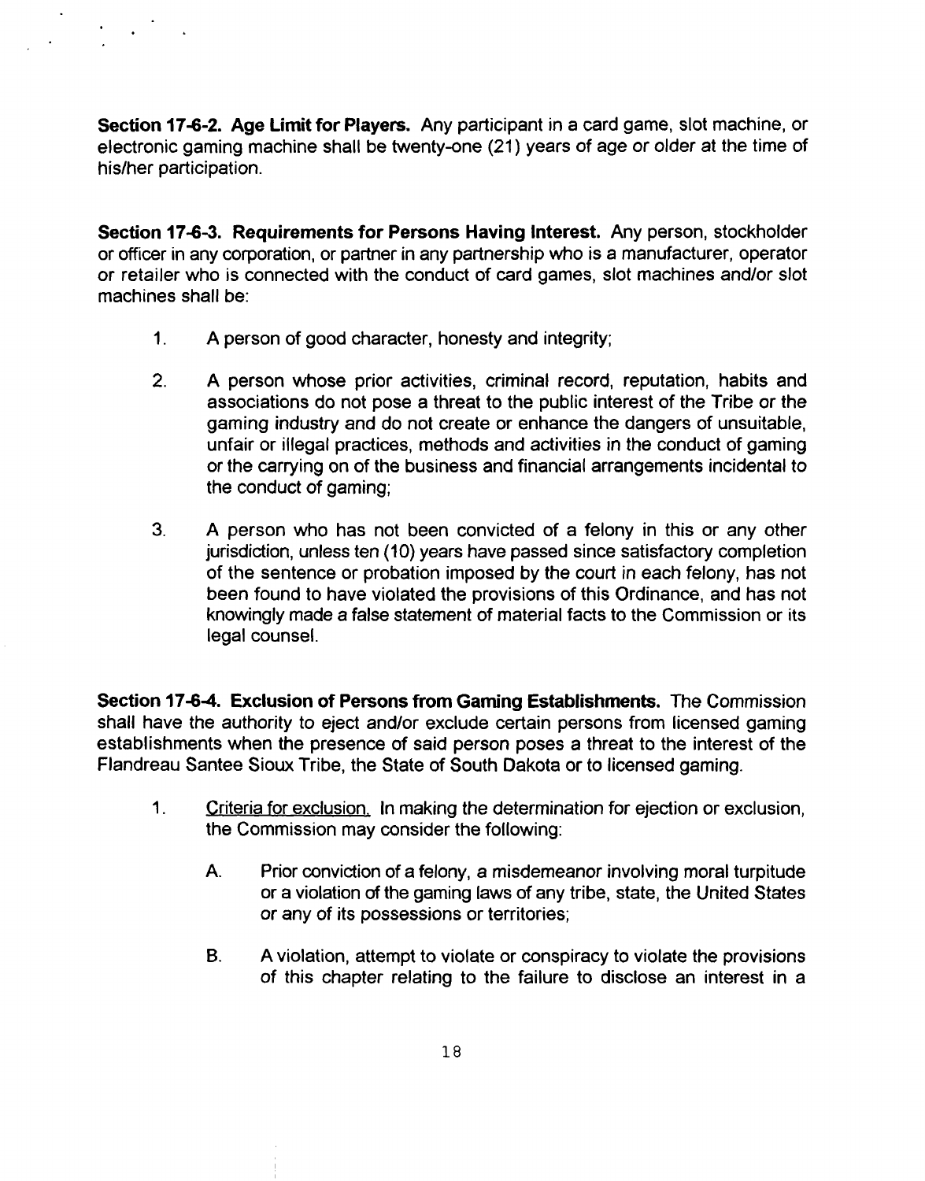**Section 17-6-2. Age Limit for Players.** Any participant in a card game, slot machine, or electronic gaming machine shall be twenty-one (21) years of age or older at the time of his/her participation.

**Section 17-6-3. Requirements for Persons Having Interest.** Any person, stockholder or officer in any corporation, or partner in any partnership who is a manufacturer, operator or retailer who is connected with the conduct of card games, slot machines and/or slot machines shall be:

1. A person of good character, honesty and integrity;

2. A person whose prior activities, criminal record, reputation, habits and associations do not pose a threat to the public interest of the Tribe or the gaming industry and do not create or enhance the dangers of unsuitable, unfair or illegal practices, methods and activities in the conduct of gaming or the carrying on of the business and financial arrangements incidental to the conduct of gaming;

3. A person who has not been convicted of a felony in this or any other jurisdiction, unless ten (10) years have passed since satisfactory completion of the sentence or probation imposed by the court in each felony, has not been found to have violated the provisions of this Ordinance, and has not knowingly made a false statement of material facts to the Commission or its legal counsel.

**Section 17-6-4. Exclusion of Persons from Gaming Establishments.** The Commission shall have the authority to eject and/or exclude certain persons from licensed gaming establishments when the presence of said person poses a threat to the interest of the Flandreau Santee Sioux Tribe, the State of South Dakota or to licensed gaming.

1. Criteria for exclusion. In making the determination for ejection or exclusion, the Commission may consider the following:

   A. Prior conviction of a felony, a misdemeanor involving moral turpitude or a violation of the gaming laws of any tribe, state, the United States or any of its possessions or territories;

   B. A violation, attempt to violate or conspiracy to violate the provisions of this chapter relating to the failure to disclose an interest in a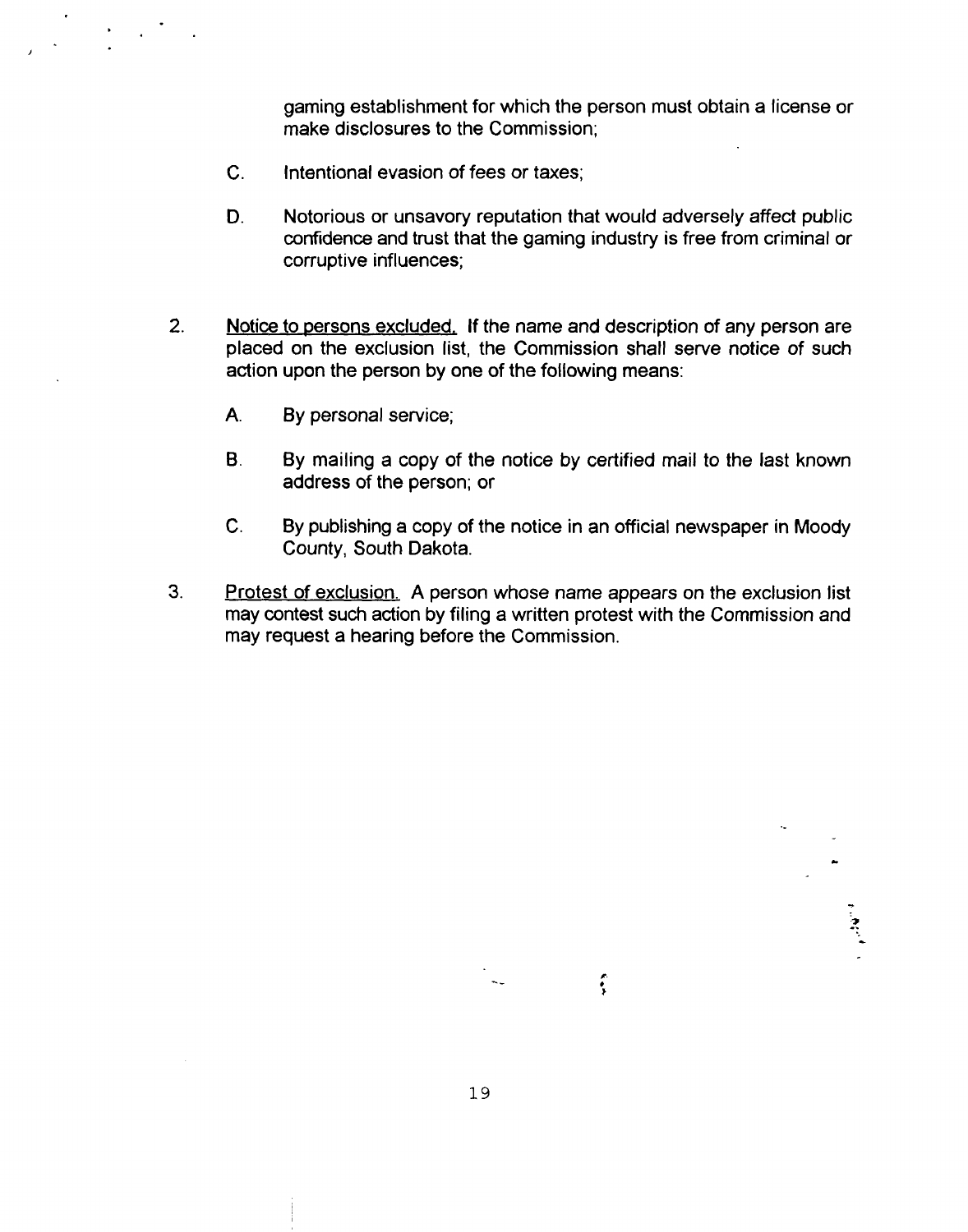gaming establishment for which the person must obtain a license or make disclosures to the Commission;

C. Intentional evasion of fees or taxes;

D. Notorious or unsavory reputation that would adversely affect public confidence and trust that the gaming industry is free from criminal or corruptive influences;

2. <u>Notice to persons excluded.</u> If the name and description of any person are placed on the exclusion list, the Commission shall serve notice of such action upon the person by one of the following means:

   A. By personal service;

   B. By mailing a copy of the notice by certified mail to the last known address of the person; or

   C. By publishing a copy of the notice in an official newspaper in Moody County, South Dakota.

3. <u>Protest of exclusion.</u> A person whose name appears on the exclusion list may contest such action by filing a written protest with the Commission and may request a hearing before the Commission.